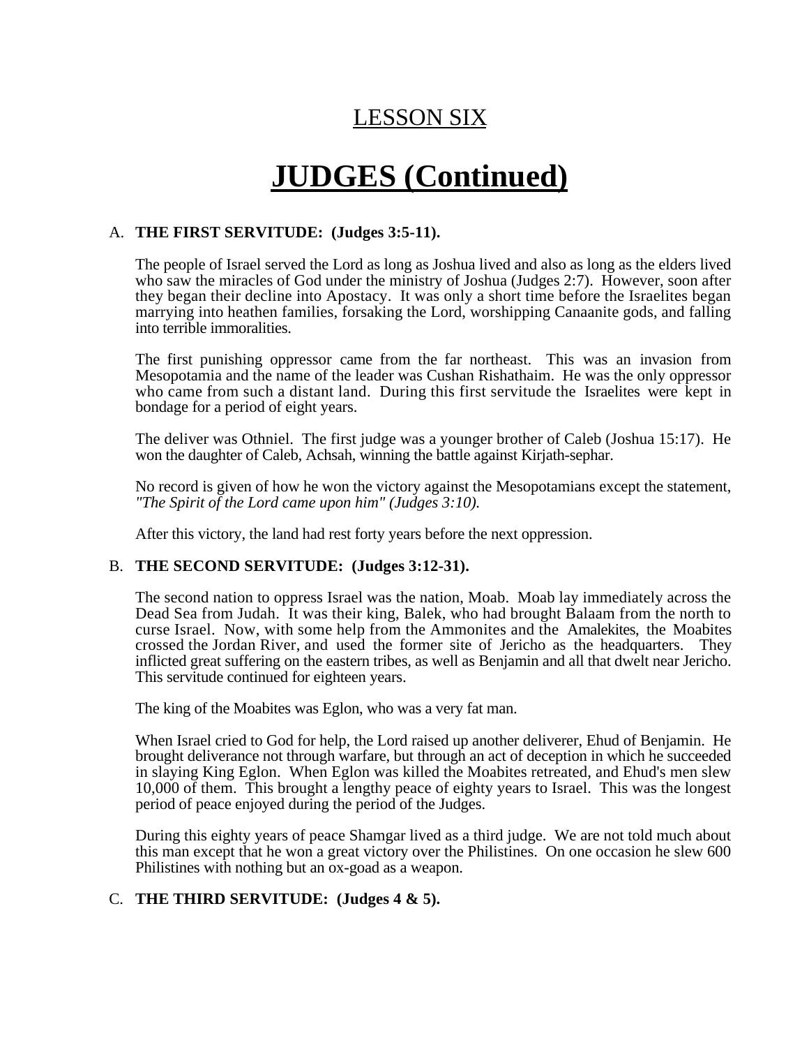## LESSON SIX

# JUDGES (Continued)

A. **THE FIRST SERVITUDE: (Judges 3:5-11).**

The people of Israel served the Lord as long as Joshua lived and also as long as the elders lived who saw the miracles of God under the ministry of Joshua (Judges 2:7). However, soon after they began their decline into Apostacy. It was only a short time before the Israelites began marrying into heathen families, forsaking the Lord, worshipping Canaanite gods, and falling into terrible immoralities.

The first punishing oppressor came from the far northeast. This was an invasion from Mesopotamia and the name of the leader was Cushan Rishathaim. He was the only oppressor who came from such a distant land. During this first servitude the Israelites were kept in bondage for a period of eight years.

The deliver was Othniel. The first judge was a younger brother of Caleb (Joshua 15:17). He won the daughter of Caleb, Achsah, winning the battle against Kirjath-sephar.

No record is given of how he won the victory against the Mesopotamians except the statement, *"The Spirit of the Lord came upon him" (Judges 3:10).*

After this victory, the land had rest forty years before the next oppression.

B. **THE SECOND SERVITUDE: (Judges 3:12-31).**

The second nation to oppress Israel was the nation, Moab. Moab lay immediately across the Dead Sea from Judah. It was their king, Balek, who had brought Balaam from the north to curse Israel. Now, with some help from the Ammonites and the Amalekites, the Moabites crossed the Jordan River, and used the former site of Jericho as the headquarters. They inflicted great suffering on the eastern tribes, as well as Benjamin and all that dwelt near Jericho. This servitude continued for eighteen years.

The king of the Moabites was Eglon, who was a very fat man.

When Israel cried to God for help, the Lord raised up another deliverer, Ehud of Benjamin. He brought deliverance not through warfare, but through an act of deception in which he succeeded in slaying King Eglon. When Eglon was killed the Moabites retreated, and Ehud's men slew 10,000 of them. This brought a lengthy peace of eighty years to Israel. This was the longest period of peace enjoyed during the period of the Judges.

During this eighty years of peace Shamgar lived as a third judge. We are not told much about this man except that he won a great victory over the Philistines. On one occasion he slew 600 Philistines with nothing but an ox-goad as a weapon.

C. **THE THIRD SERVITUDE: (Judges 4 & 5).**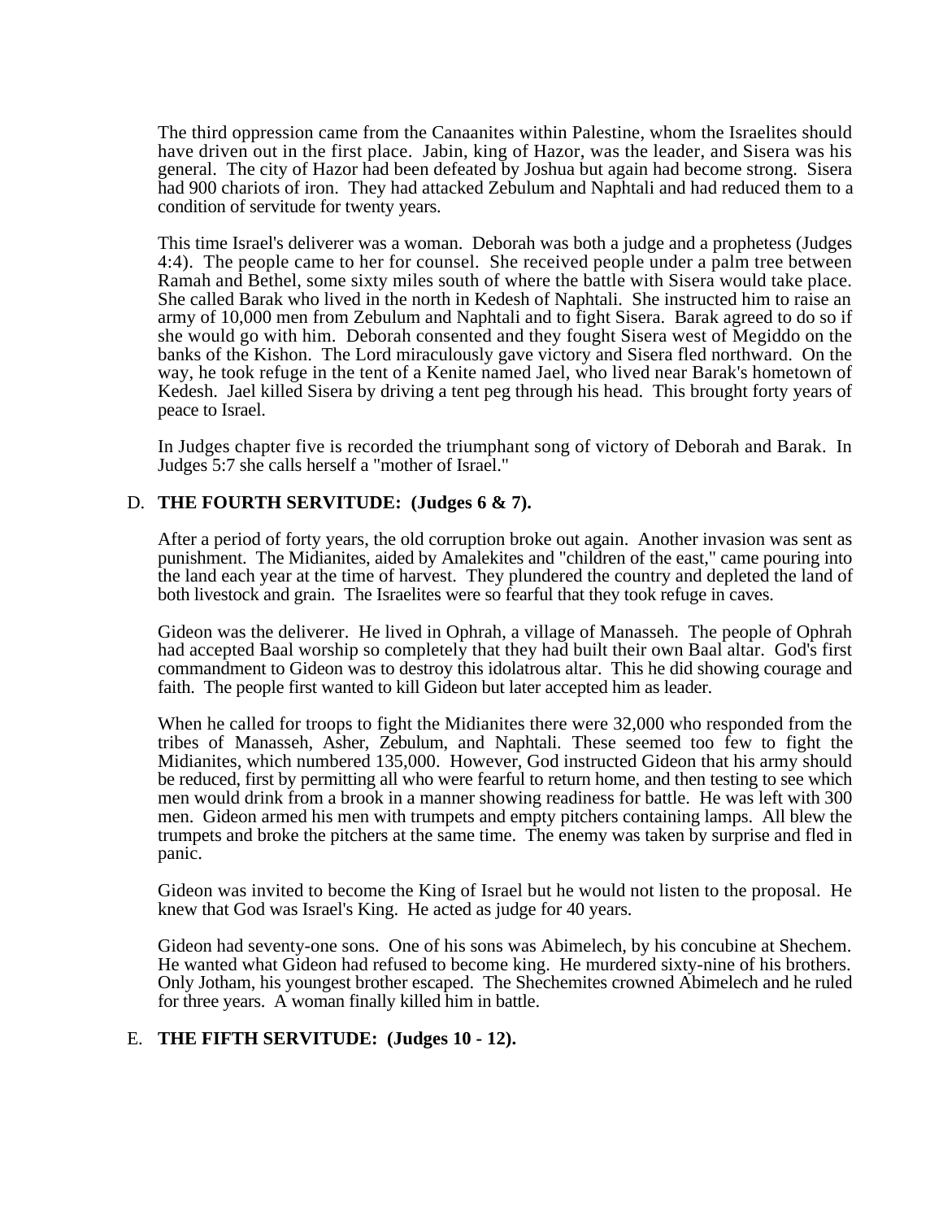The third oppression came from the Canaanites within Palestine, whom the Israelites should have driven out in the first place. Jabin, king of Hazor, was the leader, and Sisera was his general. The city of Hazor had been defeated by Joshua but again had become strong. Sisera had 900 chariots of iron. They had attacked Zebulum and Naphtali and had reduced them to a condition of servitude for twenty years.

This time Israel's deliverer was a woman. Deborah was both a judge and a prophetess (Judges 4:4). The people came to her for counsel. She received people under a palm tree between Ramah and Bethel, some sixty miles south of where the battle with Sisera would take place. She called Barak who lived in the north in Kedesh of Naphtali. She instructed him to raise an army of 10,000 men from Zebulum and Naphtali and to fight Sisera. Barak agreed to do so if she would go with him. Deborah consented and they fought Sisera west of Megiddo on the banks of the Kishon. The Lord miraculously gave victory and Sisera fled northward. On the way, he took refuge in the tent of a Kenite named Jael, who lived near Barak's hometown of Kedesh. Jael killed Sisera by driving a tent peg through his head. This brought forty years of peace to Israel.

In Judges chapter five is recorded the triumphant song of victory of Deborah and Barak. In Judges 5:7 she calls herself a "mother of Israel."

D. **THE FOURTH SERVITUDE: (Judges 6 & 7).**

After a period of forty years, the old corruption broke out again. Another invasion was sent as punishment. The Midianites, aided by Amalekites and "children of the east," came pouring into the land each year at the time of harvest. They plundered the country and depleted the land of both livestock and grain. The Israelites were so fearful that they took refuge in caves.

Gideon was the deliverer. He lived in Ophrah, a village of Manasseh. The people of Ophrah had accepted Baal worship so completely that they had built their own Baal altar. God's first commandment to Gideon was to destroy this idolatrous altar. This he did showing courage and faith. The people first wanted to kill Gideon but later accepted him as leader.

When he called for troops to fight the Midianites there were 32,000 who responded from the tribes of Manasseh, Asher, Zebulum, and Naphtali. These seemed too few to fight the Midianites, which numbered 135,000. However, God instructed Gideon that his army should be reduced, first by permitting all who were fearful to return home, and then testing to see which men would drink from a brook in a manner showing readiness for battle. He was left with 300 men. Gideon armed his men with trumpets and empty pitchers containing lamps. All blew the trumpets and broke the pitchers at the same time. The enemy was taken by surprise and fled in panic.

Gideon was invited to become the King of Israel but he would not listen to the proposal. He knew that God was Israel's King. He acted as judge for 40 years.

Gideon had seventy-one sons. One of his sons was Abimelech, by his concubine at Shechem. He wanted what Gideon had refused to become king. He murdered sixty-nine of his brothers. Only Jotham, his youngest brother escaped. The Shechemites crowned Abimelech and he ruled for three years. A woman finally killed him in battle.

E. **THE FIFTH SERVITUDE: (Judges 10 - 12).**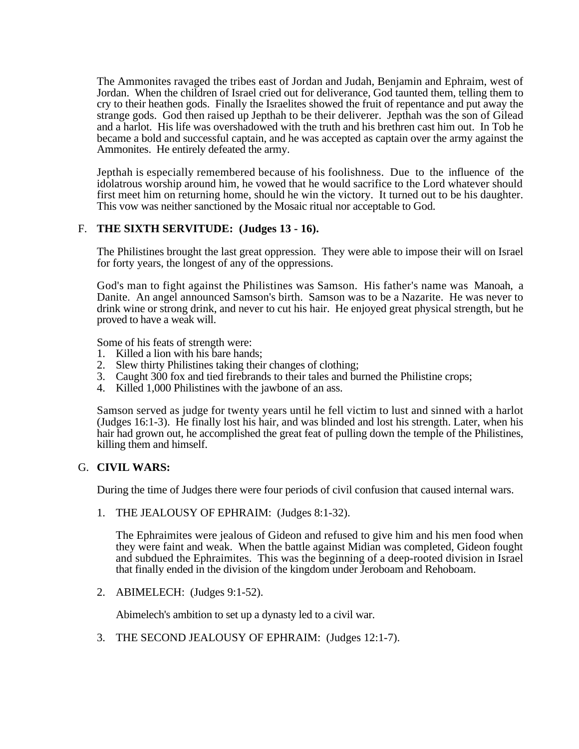The Ammonites ravaged the tribes east of Jordan and Judah, Benjamin and Ephraim, west of Jordan. When the children of Israel cried out for deliverance, God taunted them, telling them to cry to their heathen gods. Finally the Israelites showed the fruit of repentance and put away the strange gods. God then raised up Jepthah to be their deliverer. Jepthah was the son of Gilead and a harlot. His life was overshadowed with the truth and his brethren cast him out. In Tob he became a bold and successful captain, and he was accepted as captain over the army against the Ammonites. He entirely defeated the army.

Jepthah is especially remembered because of his foolishness. Due to the influence of the idolatrous worship around him, he vowed that he would sacrifice to the Lord whatever should first meet him on returning home, should he win the victory. It turned out to be his daughter. This vow was neither sanctioned by the Mosaic ritual nor acceptable to God.

F. **THE SIXTH SERVITUDE: (Judges 13 - 16).**

The Philistines brought the last great oppression. They were able to impose their will on Israel for forty years, the longest of any of the oppressions.

God's man to fight against the Philistines was Samson. His father's name was Manoah, a Danite. An angel announced Samson's birth. Samson was to be a Nazarite. He was never to drink wine or strong drink, and never to cut his hair. He enjoyed great physical strength, but he proved to have a weak will.

Some of his feats of strength were:
1. Killed a lion with his bare hands;
2. Slew thirty Philistines taking their changes of clothing;
3. Caught 300 fox and tied firebrands to their tales and burned the Philistine crops;
4. Killed 1,000 Philistines with the jawbone of an ass.

Samson served as judge for twenty years until he fell victim to lust and sinned with a harlot (Judges 16:1-3). He finally lost his hair, and was blinded and lost his strength. Later, when his hair had grown out, he accomplished the great feat of pulling down the temple of the Philistines, killing them and himself.

G. **CIVIL WARS:**

During the time of Judges there were four periods of civil confusion that caused internal wars.

1. THE JEALOUSY OF EPHRAIM: (Judges 8:1-32).

   The Ephraimites were jealous of Gideon and refused to give him and his men food when they were faint and weak. When the battle against Midian was completed, Gideon fought and subdued the Ephraimites. This was the beginning of a deep-rooted division in Israel that finally ended in the division of the kingdom under Jeroboam and Rehoboam.

2. ABIMELECH: (Judges 9:1-52).

   Abimelech's ambition to set up a dynasty led to a civil war.

3. THE SECOND JEALOUSY OF EPHRAIM: (Judges 12:1-7).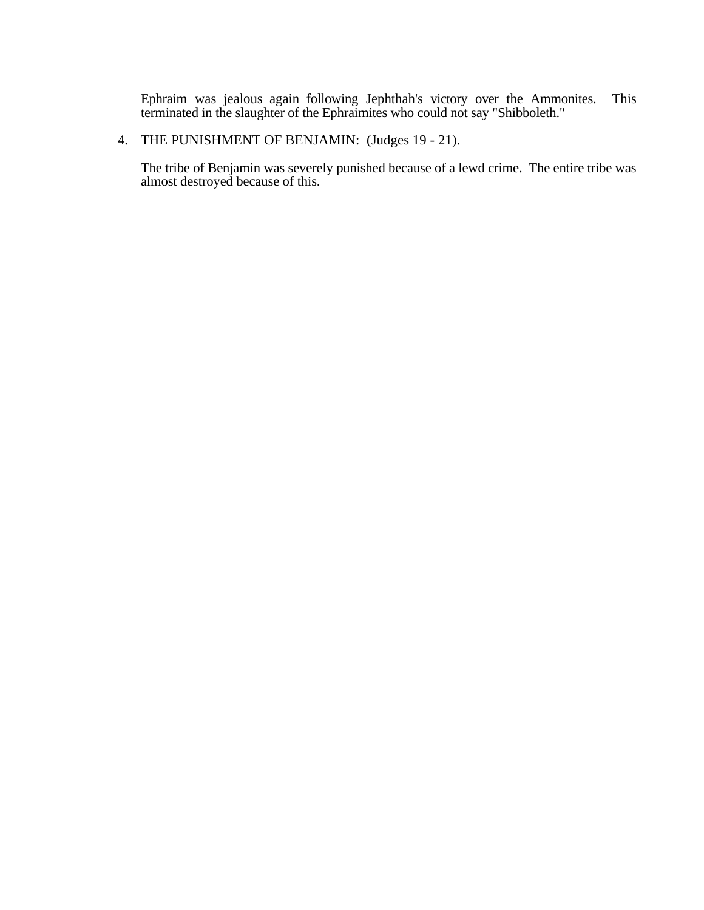Ephraim was jealous again following Jephthah's victory over the Ammonites. This terminated in the slaughter of the Ephraimites who could not say "Shibboleth."

4. THE PUNISHMENT OF BENJAMIN: (Judges 19 - 21).

   The tribe of Benjamin was severely punished because of a lewd crime. The entire tribe was almost destroyed because of this.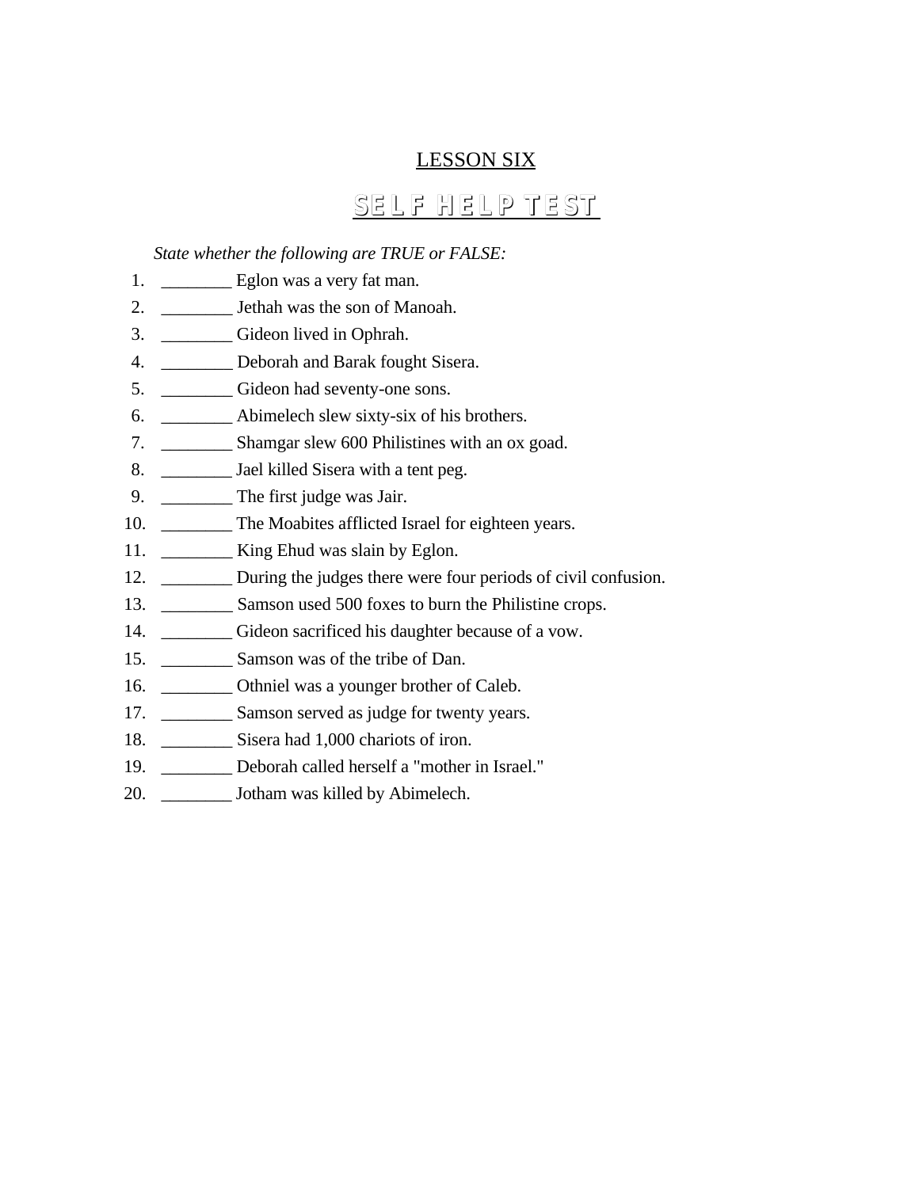# LESSON SIX

## SELF HELP TEST

*State whether the following are TRUE or FALSE:*

1. ________ Eglon was a very fat man.
2. ________ Jethah was the son of Manoah.
3. ________ Gideon lived in Ophrah.
4. ________ Deborah and Barak fought Sisera.
5. ________ Gideon had seventy-one sons.
6. ________ Abimelech slew sixty-six of his brothers.
7. ________ Shamgar slew 600 Philistines with an ox goad.
8. ________ Jael killed Sisera with a tent peg.
9. ________ The first judge was Jair.
10. ________ The Moabites afflicted Israel for eighteen years.
11. ________ King Ehud was slain by Eglon.
12. ________ During the judges there were four periods of civil confusion.
13. ________ Samson used 500 foxes to burn the Philistine crops.
14. ________ Gideon sacrificed his daughter because of a vow.
15. ________ Samson was of the tribe of Dan.
16. ________ Othniel was a younger brother of Caleb.
17. ________ Samson served as judge for twenty years.
18. ________ Sisera had 1,000 chariots of iron.
19. ________ Deborah called herself a "mother in Israel."
20. ________ Jotham was killed by Abimelech.